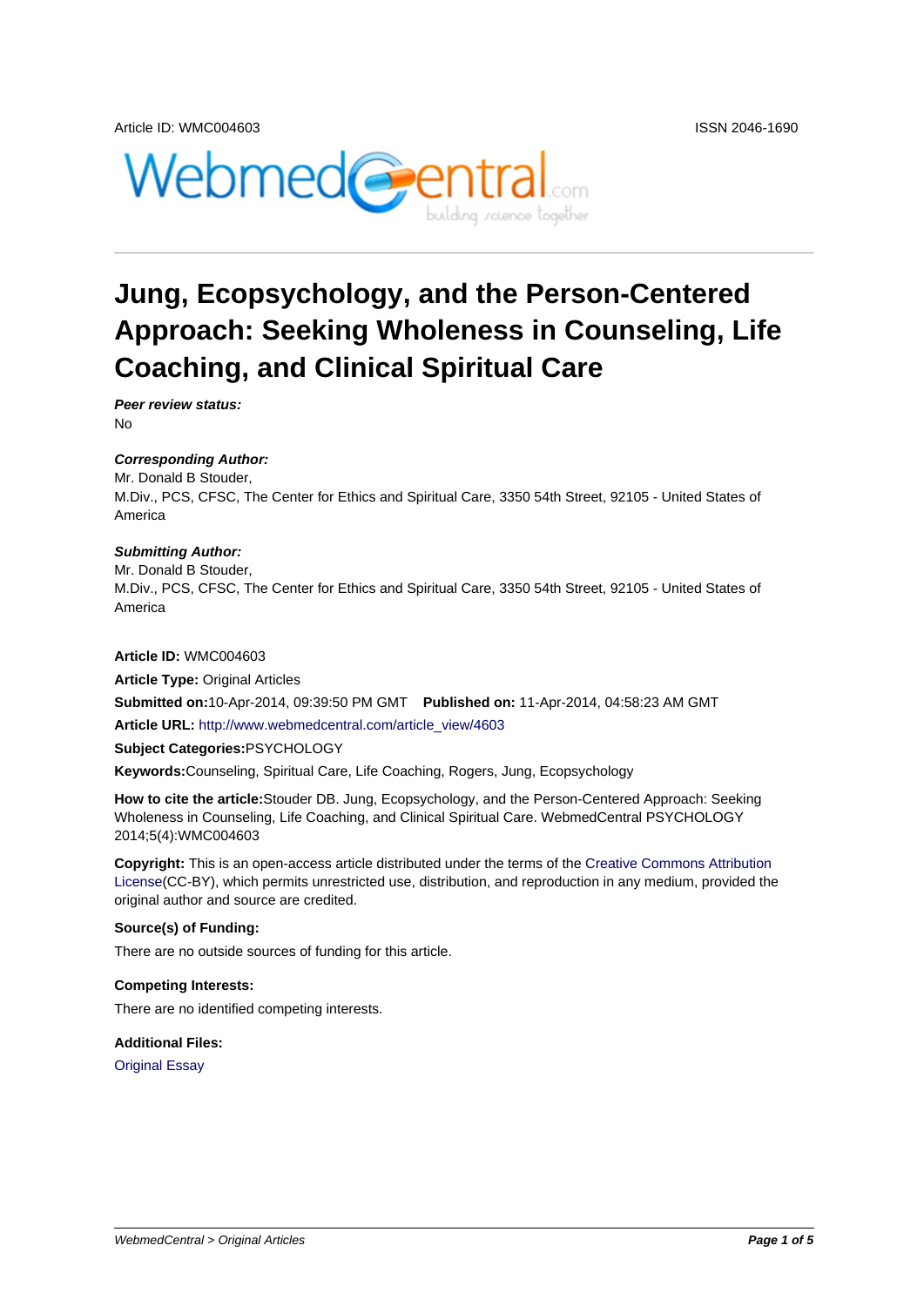# Jung, Ecopsychology, and the Person-Centered Approach: Seeking Wholeness in Counseling, Life Coaching, and Clinical Spiritual Care

***Peer review status:***

No

***Corresponding Author:***

Mr. Donald B Stouder,

M.Div., PCS, CFSC, The Center for Ethics and Spiritual Care, 3350 54th Street, 92105 - United States of America

***Submitting Author:***

Mr. Donald B Stouder,

M.Div., PCS, CFSC, The Center for Ethics and Spiritual Care, 3350 54th Street, 92105 - United States of America

**Article ID:** WMC004603

**Article Type:** Original Articles

**Submitted on:**10-Apr-2014, 09:39:50 PM GMT **Published on:** 11-Apr-2014, 04:58:23 AM GMT

**Article URL:** http://www.webmedcentral.com/article_view/4603

**Subject Categories:**PSYCHOLOGY

**Keywords:**Counseling, Spiritual Care, Life Coaching, Rogers, Jung, Ecopsychology

**How to cite the article:**Stouder DB. Jung, Ecopsychology, and the Person-Centered Approach: Seeking Wholeness in Counseling, Life Coaching, and Clinical Spiritual Care. WebmedCentral PSYCHOLOGY 2014;5(4):WMC004603

**Copyright:** This is an open-access article distributed under the terms of the Creative Commons Attribution License(CC-BY), which permits unrestricted use, distribution, and reproduction in any medium, provided the original author and source are credited.

**Source(s) of Funding:**

There are no outside sources of funding for this article.

**Competing Interests:**

There are no identified competing interests.

**Additional Files:**

Original Essay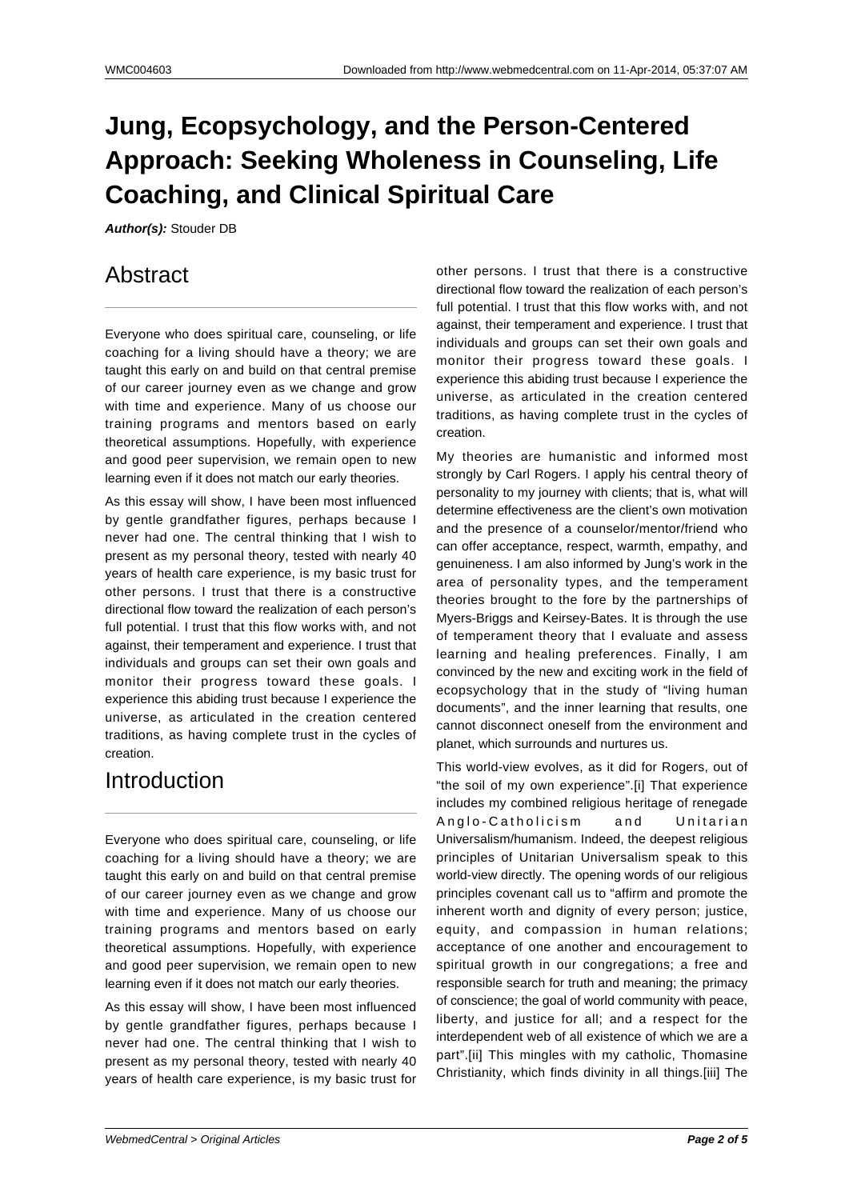# Jung, Ecopsychology, and the Person-Centered Approach: Seeking Wholeness in Counseling, Life Coaching, and Clinical Spiritual Care

***Author(s):*** Stouder DB

## Abstract

Everyone who does spiritual care, counseling, or life coaching for a living should have a theory; we are taught this early on and build on that central premise of our career journey even as we change and grow with time and experience. Many of us choose our training programs and mentors based on early theoretical assumptions. Hopefully, with experience and good peer supervision, we remain open to new learning even if it does not match our early theories.

As this essay will show, I have been most influenced by gentle grandfather figures, perhaps because I never had one. The central thinking that I wish to present as my personal theory, tested with nearly 40 years of health care experience, is my basic trust for other persons. I trust that there is a constructive directional flow toward the realization of each person's full potential. I trust that this flow works with, and not against, their temperament and experience. I trust that individuals and groups can set their own goals and monitor their progress toward these goals. I experience this abiding trust because I experience the universe, as articulated in the creation centered traditions, as having complete trust in the cycles of creation.

## Introduction

Everyone who does spiritual care, counseling, or life coaching for a living should have a theory; we are taught this early on and build on that central premise of our career journey even as we change and grow with time and experience. Many of us choose our training programs and mentors based on early theoretical assumptions. Hopefully, with experience and good peer supervision, we remain open to new learning even if it does not match our early theories.

As this essay will show, I have been most influenced by gentle grandfather figures, perhaps because I never had one. The central thinking that I wish to present as my personal theory, tested with nearly 40 years of health care experience, is my basic trust for other persons. I trust that there is a constructive directional flow toward the realization of each person's full potential. I trust that this flow works with, and not against, their temperament and experience. I trust that individuals and groups can set their own goals and monitor their progress toward these goals. I experience this abiding trust because I experience the universe, as articulated in the creation centered traditions, as having complete trust in the cycles of creation.

My theories are humanistic and informed most strongly by Carl Rogers. I apply his central theory of personality to my journey with clients; that is, what will determine effectiveness are the client's own motivation and the presence of a counselor/mentor/friend who can offer acceptance, respect, warmth, empathy, and genuineness. I am also informed by Jung's work in the area of personality types, and the temperament theories brought to the fore by the partnerships of Myers-Briggs and Keirsey-Bates. It is through the use of temperament theory that I evaluate and assess learning and healing preferences. Finally, I am convinced by the new and exciting work in the field of ecopsychology that in the study of "living human documents", and the inner learning that results, one cannot disconnect oneself from the environment and planet, which surrounds and nurtures us.

This world-view evolves, as it did for Rogers, out of "the soil of my own experience".[i] That experience includes my combined religious heritage of renegade Anglo-Catholicism and Unitarian Universalism/humanism. Indeed, the deepest religious principles of Unitarian Universalism speak to this world-view directly. The opening words of our religious principles covenant call us to "affirm and promote the inherent worth and dignity of every person; justice, equity, and compassion in human relations; acceptance of one another and encouragement to spiritual growth in our congregations; a free and responsible search for truth and meaning; the primacy of conscience; the goal of world community with peace, liberty, and justice for all; and a respect for the interdependent web of all existence of which we are a part".[ii] This mingles with my catholic, Thomasine Christianity, which finds divinity in all things.[iii] The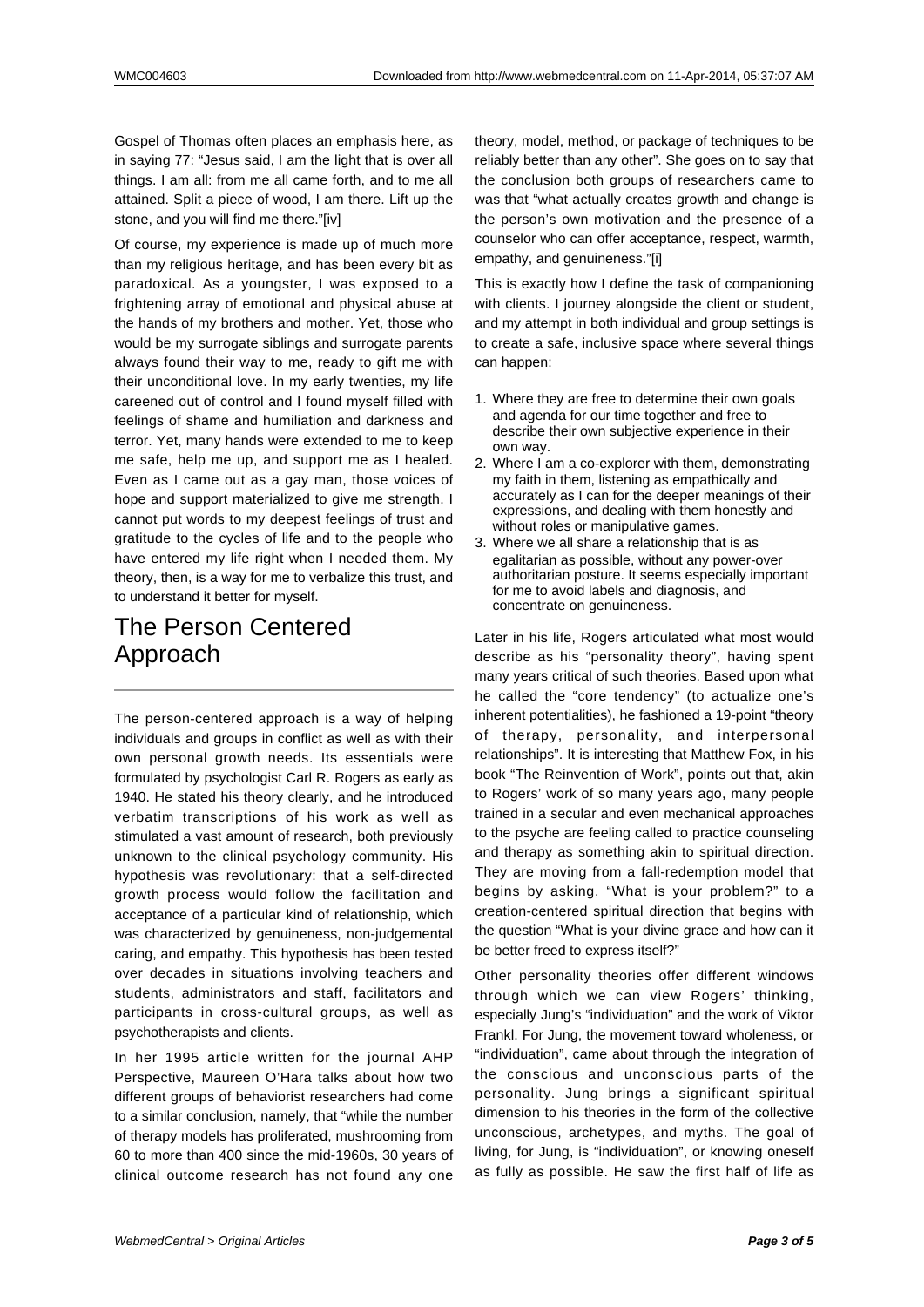Gospel of Thomas often places an emphasis here, as in saying 77: "Jesus said, I am the light that is over all things. I am all: from me all came forth, and to me all attained. Split a piece of wood, I am there. Lift up the stone, and you will find me there."[iv]

Of course, my experience is made up of much more than my religious heritage, and has been every bit as paradoxical. As a youngster, I was exposed to a frightening array of emotional and physical abuse at the hands of my brothers and mother. Yet, those who would be my surrogate siblings and surrogate parents always found their way to me, ready to gift me with their unconditional love. In my early twenties, my life careened out of control and I found myself filled with feelings of shame and humiliation and darkness and terror. Yet, many hands were extended to me to keep me safe, help me up, and support me as I healed. Even as I came out as a gay man, those voices of hope and support materialized to give me strength. I cannot put words to my deepest feelings of trust and gratitude to the cycles of life and to the people who have entered my life right when I needed them. My theory, then, is a way for me to verbalize this trust, and to understand it better for myself.

## The Person Centered Approach

The person-centered approach is a way of helping individuals and groups in conflict as well as with their own personal growth needs. Its essentials were formulated by psychologist Carl R. Rogers as early as 1940. He stated his theory clearly, and he introduced verbatim transcriptions of his work as well as stimulated a vast amount of research, both previously unknown to the clinical psychology community. His hypothesis was revolutionary: that a self-directed growth process would follow the facilitation and acceptance of a particular kind of relationship, which was characterized by genuineness, non-judgemental caring, and empathy. This hypothesis has been tested over decades in situations involving teachers and students, administrators and staff, facilitators and participants in cross-cultural groups, as well as psychotherapists and clients.

In her 1995 article written for the journal AHP Perspective, Maureen O'Hara talks about how two different groups of behaviorist researchers had come to a similar conclusion, namely, that "while the number of therapy models has proliferated, mushrooming from 60 to more than 400 since the mid-1960s, 30 years of clinical outcome research has not found any one theory, model, method, or package of techniques to be reliably better than any other". She goes on to say that the conclusion both groups of researchers came to was that "what actually creates growth and change is the person's own motivation and the presence of a counselor who can offer acceptance, respect, warmth, empathy, and genuineness."[i]

This is exactly how I define the task of companioning with clients. I journey alongside the client or student, and my attempt in both individual and group settings is to create a safe, inclusive space where several things can happen:

1. Where they are free to determine their own goals and agenda for our time together and free to describe their own subjective experience in their own way.
2. Where I am a co-explorer with them, demonstrating my faith in them, listening as empathically and accurately as I can for the deeper meanings of their expressions, and dealing with them honestly and without roles or manipulative games.
3. Where we all share a relationship that is as egalitarian as possible, without any power-over authoritarian posture. It seems especially important for me to avoid labels and diagnosis, and concentrate on genuineness.

Later in his life, Rogers articulated what most would describe as his "personality theory", having spent many years critical of such theories. Based upon what he called the "core tendency" (to actualize one's inherent potentialities), he fashioned a 19-point "theory of therapy, personality, and interpersonal relationships". It is interesting that Matthew Fox, in his book "The Reinvention of Work", points out that, akin to Rogers' work of so many years ago, many people trained in a secular and even mechanical approaches to the psyche are feeling called to practice counseling and therapy as something akin to spiritual direction. They are moving from a fall-redemption model that begins by asking, "What is your problem?" to a creation-centered spiritual direction that begins with the question "What is your divine grace and how can it be better freed to express itself?"

Other personality theories offer different windows through which we can view Rogers' thinking, especially Jung's "individuation" and the work of Viktor Frankl. For Jung, the movement toward wholeness, or "individuation", came about through the integration of the conscious and unconscious parts of the personality. Jung brings a significant spiritual dimension to his theories in the form of the collective unconscious, archetypes, and myths. The goal of living, for Jung, is "individuation", or knowing oneself as fully as possible. He saw the first half of life as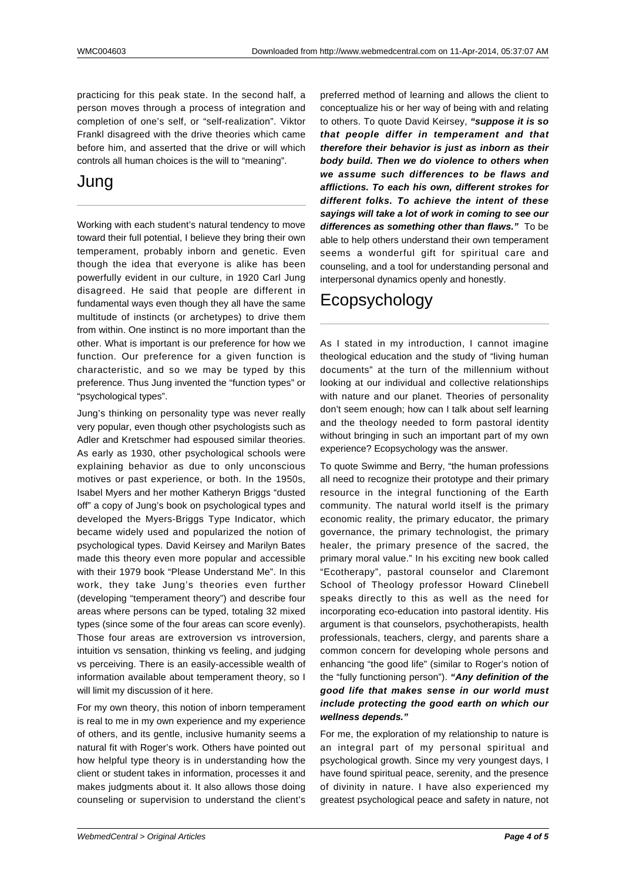practicing for this peak state. In the second half, a person moves through a process of integration and completion of one's self, or "self-realization". Viktor Frankl disagreed with the drive theories which came before him, and asserted that the drive or will which controls all human choices is the will to "meaning".

# Jung

Working with each student's natural tendency to move toward their full potential, I believe they bring their own temperament, probably inborn and genetic. Even though the idea that everyone is alike has been powerfully evident in our culture, in 1920 Carl Jung disagreed. He said that people are different in fundamental ways even though they all have the same multitude of instincts (or archetypes) to drive them from within. One instinct is no more important than the other. What is important is our preference for how we function. Our preference for a given function is characteristic, and so we may be typed by this preference. Thus Jung invented the "function types" or "psychological types".

Jung's thinking on personality type was never really very popular, even though other psychologists such as Adler and Kretschmer had espoused similar theories. As early as 1930, other psychological schools were explaining behavior as due to only unconscious motives or past experience, or both. In the 1950s, Isabel Myers and her mother Katheryn Briggs "dusted off" a copy of Jung's book on psychological types and developed the Myers-Briggs Type Indicator, which became widely used and popularized the notion of psychological types. David Keirsey and Marilyn Bates made this theory even more popular and accessible with their 1979 book "Please Understand Me". In this work, they take Jung's theories even further (developing "temperament theory") and describe four areas where persons can be typed, totaling 32 mixed types (since some of the four areas can score evenly). Those four areas are extroversion vs introversion, intuition vs sensation, thinking vs feeling, and judging vs perceiving. There is an easily-accessible wealth of information available about temperament theory, so I will limit my discussion of it here.

For my own theory, this notion of inborn temperament is real to me in my own experience and my experience of others, and its gentle, inclusive humanity seems a natural fit with Roger's work. Others have pointed out how helpful type theory is in understanding how the client or student takes in information, processes it and makes judgments about it. It also allows those doing counseling or supervision to understand the client's preferred method of learning and allows the client to conceptualize his or her way of being with and relating to others. To quote David Keirsey, ***"suppose it is so that people differ in temperament and that therefore their behavior is just as inborn as their body build. Then we do violence to others when we assume such differences to be flaws and afflictions. To each his own, different strokes for different folks. To achieve the intent of these sayings will take a lot of work in coming to see our differences as something other than flaws."*** To be able to help others understand their own temperament seems a wonderful gift for spiritual care and counseling, and a tool for understanding personal and interpersonal dynamics openly and honestly.

# Ecopsychology

As I stated in my introduction, I cannot imagine theological education and the study of "living human documents" at the turn of the millennium without looking at our individual and collective relationships with nature and our planet. Theories of personality don't seem enough; how can I talk about self learning and the theology needed to form pastoral identity without bringing in such an important part of my own experience? Ecopsychology was the answer.

To quote Swimme and Berry, "the human professions all need to recognize their prototype and their primary resource in the integral functioning of the Earth community. The natural world itself is the primary economic reality, the primary educator, the primary governance, the primary technologist, the primary healer, the primary presence of the sacred, the primary moral value." In his exciting new book called "Ecotherapy", pastoral counselor and Claremont School of Theology professor Howard Clinebell speaks directly to this as well as the need for incorporating eco-education into pastoral identity. His argument is that counselors, psychotherapists, health professionals, teachers, clergy, and parents share a common concern for developing whole persons and enhancing "the good life" (similar to Roger's notion of the "fully functioning person"). ***"Any definition of the good life that makes sense in our world must include protecting the good earth on which our wellness depends."***

For me, the exploration of my relationship to nature is an integral part of my personal spiritual and psychological growth. Since my very youngest days, I have found spiritual peace, serenity, and the presence of divinity in nature. I have also experienced my greatest psychological peace and safety in nature, not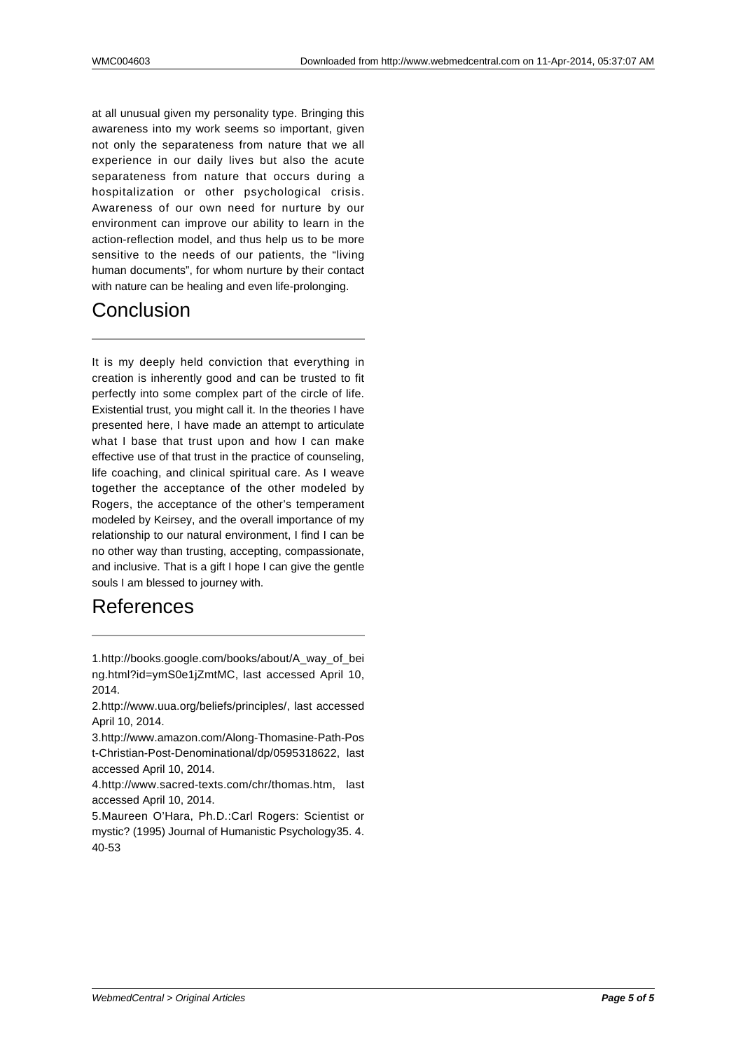at all unusual given my personality type. Bringing this awareness into my work seems so important, given not only the separateness from nature that we all experience in our daily lives but also the acute separateness from nature that occurs during a hospitalization or other psychological crisis. Awareness of our own need for nurture by our environment can improve our ability to learn in the action-reflection model, and thus help us to be more sensitive to the needs of our patients, the "living human documents", for whom nurture by their contact with nature can be healing and even life-prolonging.

## Conclusion

It is my deeply held conviction that everything in creation is inherently good and can be trusted to fit perfectly into some complex part of the circle of life. Existential trust, you might call it. In the theories I have presented here, I have made an attempt to articulate what I base that trust upon and how I can make effective use of that trust in the practice of counseling, life coaching, and clinical spiritual care. As I weave together the acceptance of the other modeled by Rogers, the acceptance of the other's temperament modeled by Keirsey, and the overall importance of my relationship to our natural environment, I find I can be no other way than trusting, accepting, compassionate, and inclusive. That is a gift I hope I can give the gentle souls I am blessed to journey with.

## References

1.http://books.google.com/books/about/A_way_of_being.html?id=ymS0e1jZmtMC, last accessed April 10, 2014.

2.http://www.uua.org/beliefs/principles/, last accessed April 10, 2014.

3.http://www.amazon.com/Along-Thomasine-Path-Post-Christian-Post-Denominational/dp/0595318622, last accessed April 10, 2014.

4.http://www.sacred-texts.com/chr/thomas.htm, last accessed April 10, 2014.

5.Maureen O'Hara, Ph.D.:Carl Rogers: Scientist or mystic? (1995) Journal of Humanistic Psychology35. 4. 40-53